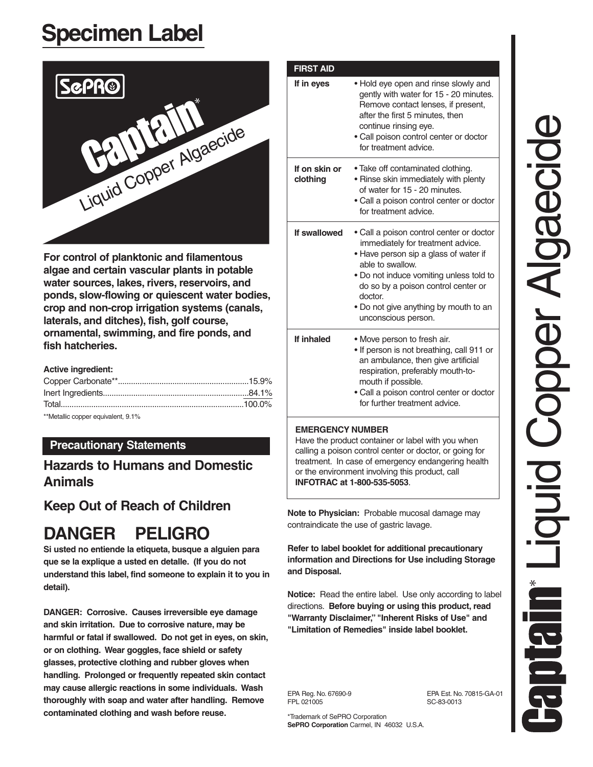# Specimen Label

SePRO

**Captain*** Liquid Copper Algaecide

**For control of planktonic and filamentous algae and certain vascular plants in potable water sources, lakes, rivers, reservoirs, and ponds, slow-flowing or quiescent water bodies, crop and non-crop irrigation systems (canals, laterals, and ditches), fish, golf course, ornamental, swimming, and fire ponds, and fish hatcheries.**

**Active ingredient:**

| | |
|---|---|
| Copper Carbonate** | 15.9% |
| Inert Ingredients | 84.1% |
| Total | 100.0% |

**Metallic copper equivalent, 9.1%

## Precautionary Statements

## Hazards to Humans and Domestic Animals

## Keep Out of Reach of Children

# DANGER PELIGRO

**Si usted no entiende la etiqueta, busque a alguien para que se la explique a usted en detalle. (If you do not understand this label, find someone to explain it to you in detail).**

**DANGER: Corrosive. Causes irreversible eye damage and skin irritation. Due to corrosive nature, may be harmful or fatal if swallowed. Do not get in eyes, on skin, or on clothing. Wear goggles, face shield or safety glasses, protective clothing and rubber gloves when handling. Prolonged or frequently repeated skin contact may cause allergic reactions in some individuals. Wash thoroughly with soap and water after handling. Remove contaminated clothing and wash before reuse.**

| FIRST AID | |
|---|---|
| **If in eyes** | • Hold eye open and rinse slowly and gently with water for 15 - 20 minutes. Remove contact lenses, if present, after the first 5 minutes, then continue rinsing eye.<br>• Call poison control center or doctor for treatment advice. |
| **If on skin or clothing** | • Take off contaminated clothing.<br>• Rinse skin immediately with plenty of water for 15 - 20 minutes.<br>• Call a poison control center or doctor for treatment advice. |
| **If swallowed** | • Call a poison control center or doctor immediately for treatment advice.<br>• Have person sip a glass of water if able to swallow.<br>• Do not induce vomiting unless told to do so by a poison control center or doctor.<br>• Do not give anything by mouth to an unconscious person. |
| **If inhaled** | • Move person to fresh air.<br>• If person is not breathing, call 911 or an ambulance, then give artificial respiration, preferably mouth-to-mouth if possible.<br>• Call a poison control center or doctor for further treatment advice. |

**EMERGENCY NUMBER**
Have the product container or label with you when calling a poison control center or doctor, or going for treatment. In case of emergency endangering health or the environment involving this product, call **INFOTRAC at 1-800-535-5053**.

**Note to Physician:** Probable mucosal damage may contraindicate the use of gastric lavage.

**Refer to label booklet for additional precautionary information and Directions for Use including Storage and Disposal.**

**Notice:** Read the entire label. Use only according to label directions. **Before buying or using this product, read "Warranty Disclaimer," "Inherent Risks of Use" and "Limitation of Remedies" inside label booklet.**

EPA Reg. No. 67690-9
FPL 021005

EPA Est. No. 70815-GA-01
SC-83-0013

*Trademark of SePRO Corporation
**SePRO Corporation** Carmel, IN 46032 U.S.A.

**Captain*** Liquid Copper Algaecide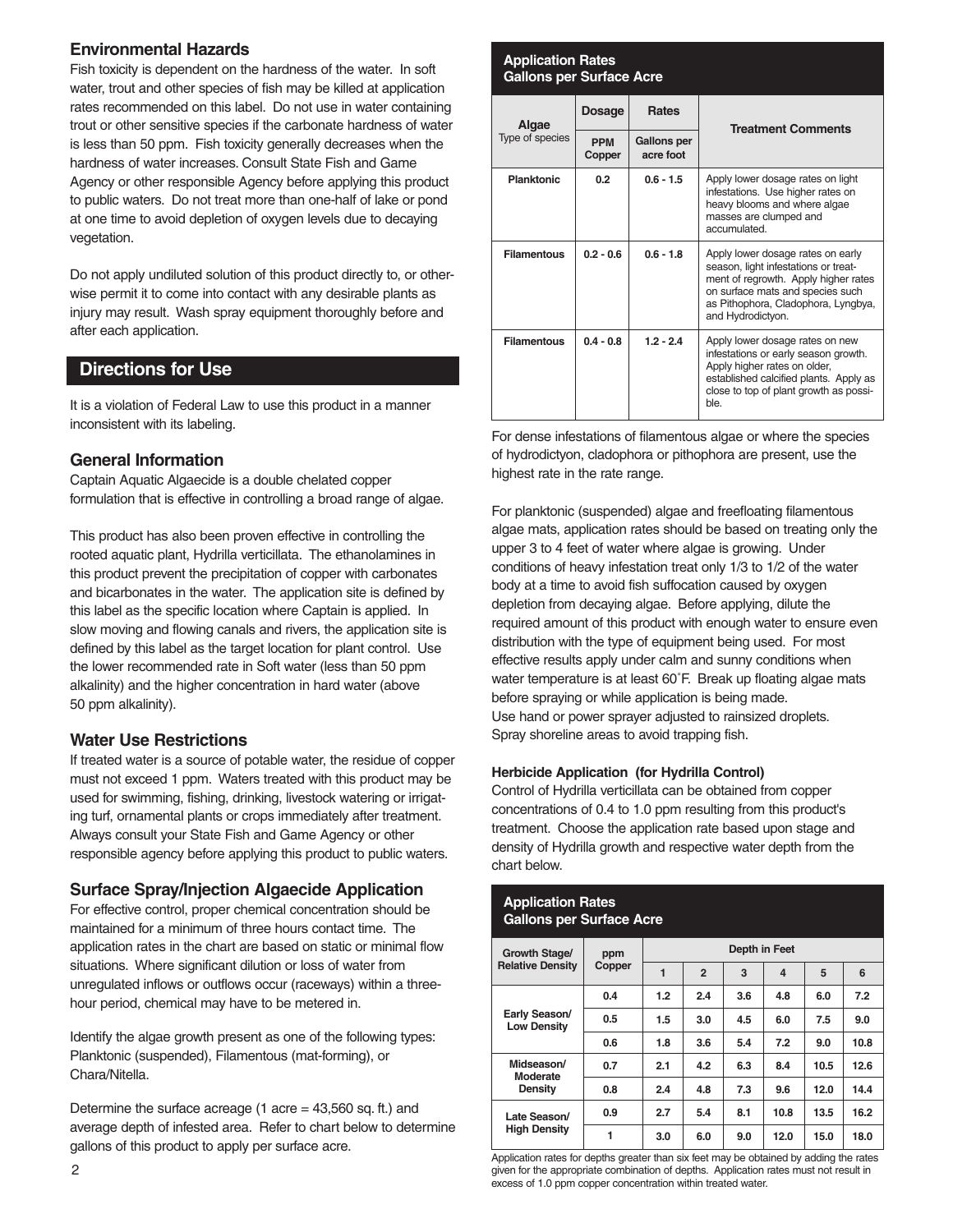## Environmental Hazards

Fish toxicity is dependent on the hardness of the water. In soft water, trout and other species of fish may be killed at application rates recommended on this label. Do not use in water containing trout or other sensitive species if the carbonate hardness of water is less than 50 ppm. Fish toxicity generally decreases when the hardness of water increases. Consult State Fish and Game Agency or other responsible Agency before applying this product to public waters. Do not treat more than one-half of lake or pond at one time to avoid depletion of oxygen levels due to decaying vegetation.

Do not apply undiluted solution of this product directly to, or otherwise permit it to come into contact with any desirable plants as injury may result. Wash spray equipment thoroughly before and after each application.

## Directions for Use

It is a violation of Federal Law to use this product in a manner inconsistent with its labeling.

### General Information

Captain Aquatic Algaecide is a double chelated copper formulation that is effective in controlling a broad range of algae.

This product has also been proven effective in controlling the rooted aquatic plant, Hydrilla verticillata. The ethanolamines in this product prevent the precipitation of copper with carbonates and bicarbonates in the water. The application site is defined by this label as the specific location where Captain is applied. In slow moving and flowing canals and rivers, the application site is defined by this label as the target location for plant control. Use the lower recommended rate in Soft water (less than 50 ppm alkalinity) and the higher concentration in hard water (above 50 ppm alkalinity).

### Water Use Restrictions

If treated water is a source of potable water, the residue of copper must not exceed 1 ppm. Waters treated with this product may be used for swimming, fishing, drinking, livestock watering or irrigating turf, ornamental plants or crops immediately after treatment. Always consult your State Fish and Game Agency or other responsible agency before applying this product to public waters.

### Surface Spray/Injection Algaecide Application

For effective control, proper chemical concentration should be maintained for a minimum of three hours contact time. The application rates in the chart are based on static or minimal flow situations. Where significant dilution or loss of water from unregulated inflows or outflows occur (raceways) within a three-hour period, chemical may have to be metered in.

Identify the algae growth present as one of the following types: Planktonic (suspended), Filamentous (mat-forming), or Chara/Nitella.

Determine the surface acreage (1 acre = 43,560 sq. ft.) and average depth of infested area. Refer to chart below to determine gallons of this product to apply per surface acre.

**Application Rates**
**Gallons per Surface Acre**

| Algae | Dosage | Rates | Treatment Comments |
|---|---|---|---|
| Type of species | PPM Copper | Gallons per acre foot | |
| **Planktonic** | 0.2 | 0.6 - 1.5 | Apply lower dosage rates on light infestations. Use higher rates on heavy blooms and where algae masses are clumped and accumulated. |
| **Filamentous** | 0.2 - 0.6 | 0.6 - 1.8 | Apply lower dosage rates on early season, light infestations or treatment of regrowth. Apply higher rates on surface mats and species such as Pithophora, Cladophora, Lyngbya, and Hydrodictyon. |
| **Filamentous** | 0.4 - 0.8 | 1.2 - 2.4 | Apply lower dosage rates on new infestations or early season growth. Apply higher rates on older, established calcified plants. Apply as close to top of plant growth as possible. |

For dense infestations of filamentous algae or where the species of hydrodictyon, cladophora or pithophora are present, use the highest rate in the rate range.

For planktonic (suspended) algae and freefloating filamentous algae mats, application rates should be based on treating only the upper 3 to 4 feet of water where algae is growing. Under conditions of heavy infestation treat only 1/3 to 1/2 of the water body at a time to avoid fish suffocation caused by oxygen depletion from decaying algae. Before applying, dilute the required amount of this product with enough water to ensure even distribution with the type of equipment being used. For most effective results apply under calm and sunny conditions when water temperature is at least 60˚F. Break up floating algae mats before spraying or while application is being made.
Use hand or power sprayer adjusted to rainsized droplets.
Spray shoreline areas to avoid trapping fish.

**Herbicide Application (for Hydrilla Control)**

Control of Hydrilla verticillata can be obtained from copper concentrations of 0.4 to 1.0 ppm resulting from this product's treatment. Choose the application rate based upon stage and density of Hydrilla growth and respective water depth from the chart below.

**Application Rates**
**Gallons per Surface Acre**

| Growth Stage/ Relative Density | ppm Copper | Depth in Feet | | | | | |
|---|---|---|---|---|---|---|---|
| | | 1 | 2 | 3 | 4 | 5 | 6 |
| Early Season/ Low Density | 0.4 | 1.2 | 2.4 | 3.6 | 4.8 | 6.0 | 7.2 |
| | 0.5 | 1.5 | 3.0 | 4.5 | 6.0 | 7.5 | 9.0 |
| | 0.6 | 1.8 | 3.6 | 5.4 | 7.2 | 9.0 | 10.8 |
| Midseason/ Moderate Density | 0.7 | 2.1 | 4.2 | 6.3 | 8.4 | 10.5 | 12.6 |
| | 0.8 | 2.4 | 4.8 | 7.3 | 9.6 | 12.0 | 14.4 |
| Late Season/ High Density | 0.9 | 2.7 | 5.4 | 8.1 | 10.8 | 13.5 | 16.2 |
| | 1 | 3.0 | 6.0 | 9.0 | 12.0 | 15.0 | 18.0 |

Application rates for depths greater than six feet may be obtained by adding the rates given for the appropriate combination of depths. Application rates must not result in excess of 1.0 ppm copper concentration within treated water.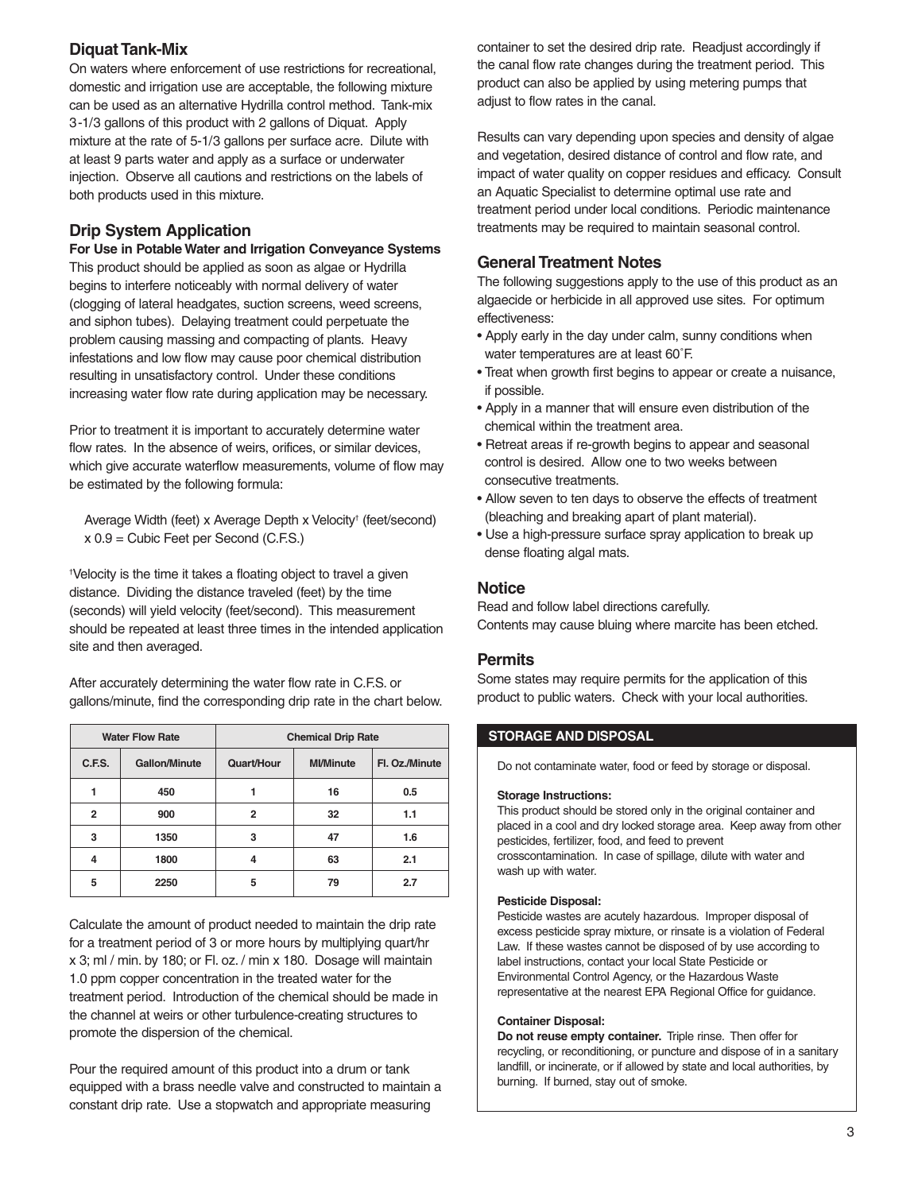## Diquat Tank-Mix

On waters where enforcement of use restrictions for recreational, domestic and irrigation use are acceptable, the following mixture can be used as an alternative Hydrilla control method. Tank-mix 3-1/3 gallons of this product with 2 gallons of Diquat. Apply mixture at the rate of 5-1/3 gallons per surface acre. Dilute with at least 9 parts water and apply as a surface or underwater injection. Observe all cautions and restrictions on the labels of both products used in this mixture.

## Drip System Application

**For Use in Potable Water and Irrigation Conveyance Systems**

This product should be applied as soon as algae or Hydrilla begins to interfere noticeably with normal delivery of water (clogging of lateral headgates, suction screens, weed screens, and siphon tubes). Delaying treatment could perpetuate the problem causing massing and compacting of plants. Heavy infestations and low flow may cause poor chemical distribution resulting in unsatisfactory control. Under these conditions increasing water flow rate during application may be necessary.

Prior to treatment it is important to accurately determine water flow rates. In the absence of weirs, orifices, or similar devices, which give accurate waterflow measurements, volume of flow may be estimated by the following formula:

Average Width (feet) x Average Depth x Velocity† (feet/second) x 0.9 = Cubic Feet per Second (C.F.S.)

†Velocity is the time it takes a floating object to travel a given distance. Dividing the distance traveled (feet) by the time (seconds) will yield velocity (feet/second). This measurement should be repeated at least three times in the intended application site and then averaged.

After accurately determining the water flow rate in C.F.S. or gallons/minute, find the corresponding drip rate in the chart below.

| Water Flow Rate | | Chemical Drip Rate | | |
|---|---|---|---|---|
| C.F.S. | Gallon/Minute | Quart/Hour | Ml/Minute | Fl. Oz./Minute |
| 1 | 450 | 1 | 16 | 0.5 |
| 2 | 900 | 2 | 32 | 1.1 |
| 3 | 1350 | 3 | 47 | 1.6 |
| 4 | 1800 | 4 | 63 | 2.1 |
| 5 | 2250 | 5 | 79 | 2.7 |

Calculate the amount of product needed to maintain the drip rate for a treatment period of 3 or more hours by multiplying quart/hr x 3; ml / min. by 180; or Fl. oz. / min x 180. Dosage will maintain 1.0 ppm copper concentration in the treated water for the treatment period. Introduction of the chemical should be made in the channel at weirs or other turbulence-creating structures to promote the dispersion of the chemical.

Pour the required amount of this product into a drum or tank equipped with a brass needle valve and constructed to maintain a constant drip rate. Use a stopwatch and appropriate measuring container to set the desired drip rate. Readjust accordingly if the canal flow rate changes during the treatment period. This product can also be applied by using metering pumps that adjust to flow rates in the canal.

Results can vary depending upon species and density of algae and vegetation, desired distance of control and flow rate, and impact of water quality on copper residues and efficacy. Consult an Aquatic Specialist to determine optimal use rate and treatment period under local conditions. Periodic maintenance treatments may be required to maintain seasonal control.

## General Treatment Notes

The following suggestions apply to the use of this product as an algaecide or herbicide in all approved use sites. For optimum effectiveness:

- Apply early in the day under calm, sunny conditions when water temperatures are at least 60˚F.
- Treat when growth first begins to appear or create a nuisance, if possible.
- Apply in a manner that will ensure even distribution of the chemical within the treatment area.
- Retreat areas if re-growth begins to appear and seasonal control is desired. Allow one to two weeks between consecutive treatments.
- Allow seven to ten days to observe the effects of treatment (bleaching and breaking apart of plant material).
- Use a high-pressure surface spray application to break up dense floating algal mats.

## Notice

Read and follow label directions carefully.
Contents may cause bluing where marcite has been etched.

## Permits

Some states may require permits for the application of this product to public waters. Check with your local authorities.

## STORAGE AND DISPOSAL

Do not contaminate water, food or feed by storage or disposal.

**Storage Instructions:**
This product should be stored only in the original container and placed in a cool and dry locked storage area. Keep away from other pesticides, fertilizer, food, and feed to prevent crosscontamination. In case of spillage, dilute with water and wash up with water.

**Pesticide Disposal:**
Pesticide wastes are acutely hazardous. Improper disposal of excess pesticide spray mixture, or rinsate is a violation of Federal Law. If these wastes cannot be disposed of by use according to label instructions, contact your local State Pesticide or Environmental Control Agency, or the Hazardous Waste representative at the nearest EPA Regional Office for guidance.

**Container Disposal:**
**Do not reuse empty container.** Triple rinse. Then offer for recycling, or reconditioning, or puncture and dispose of in a sanitary landfill, or incinerate, or if allowed by state and local authorities, by burning. If burned, stay out of smoke.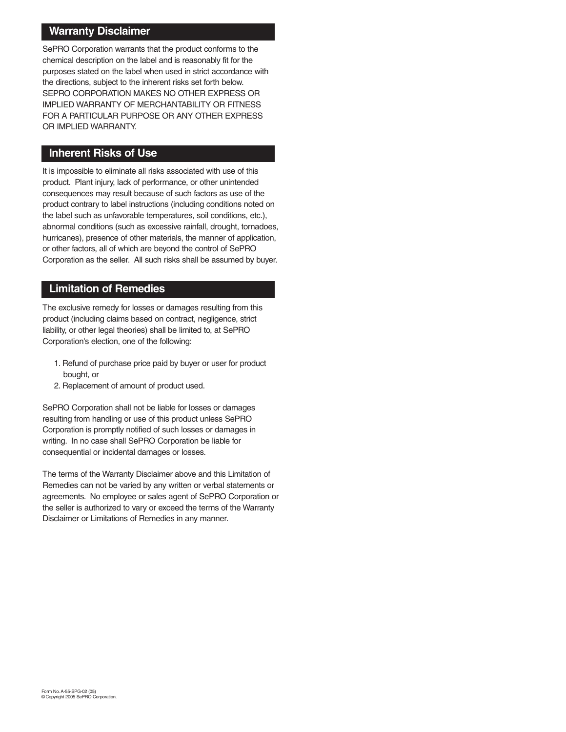## Warranty Disclaimer

SePRO Corporation warrants that the product conforms to the chemical description on the label and is reasonably fit for the purposes stated on the label when used in strict accordance with the directions, subject to the inherent risks set forth below. SEPRO CORPORATION MAKES NO OTHER EXPRESS OR IMPLIED WARRANTY OF MERCHANTABILITY OR FITNESS FOR A PARTICULAR PURPOSE OR ANY OTHER EXPRESS OR IMPLIED WARRANTY.

## Inherent Risks of Use

It is impossible to eliminate all risks associated with use of this product. Plant injury, lack of performance, or other unintended consequences may result because of such factors as use of the product contrary to label instructions (including conditions noted on the label such as unfavorable temperatures, soil conditions, etc.), abnormal conditions (such as excessive rainfall, drought, tornadoes, hurricanes), presence of other materials, the manner of application, or other factors, all of which are beyond the control of SePRO Corporation as the seller. All such risks shall be assumed by buyer.

## Limitation of Remedies

The exclusive remedy for losses or damages resulting from this product (including claims based on contract, negligence, strict liability, or other legal theories) shall be limited to, at SePRO Corporation's election, one of the following:

1. Refund of purchase price paid by buyer or user for product bought, or
2. Replacement of amount of product used.

SePRO Corporation shall not be liable for losses or damages resulting from handling or use of this product unless SePRO Corporation is promptly notified of such losses or damages in writing. In no case shall SePRO Corporation be liable for consequential or incidental damages or losses.

The terms of the Warranty Disclaimer above and this Limitation of Remedies can not be varied by any written or verbal statements or agreements. No employee or sales agent of SePRO Corporation or the seller is authorized to vary or exceed the terms of the Warranty Disclaimer or Limitations of Remedies in any manner.

Form No. A-55-SPG-02 (05)
© Copyright 2005 SePRO Corporation.